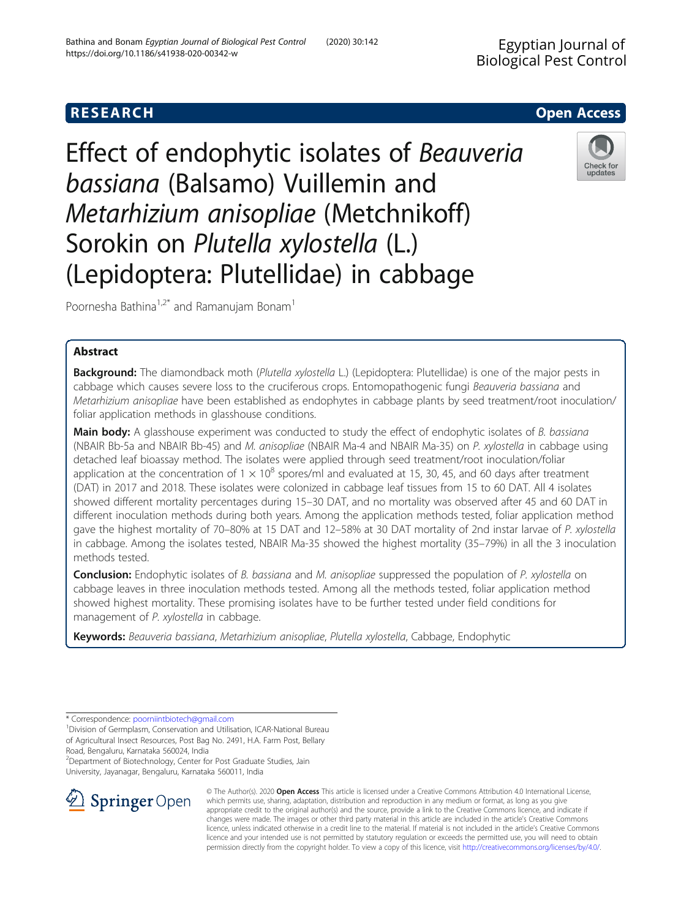**RESEARCH** **Open Access**

# Effect of endophytic isolates of *Beauveria bassiana* (Balsamo) Vuillemin and *Metarhizium anisopliae* (Metchnikoff) Sorokin on *Plutella xylostella* (L.) (Lepidoptera: Plutellidae) in cabbage

Poornesha Bathina[1,2*] and Ramanujam Bonam[1]

## Abstract

**Background:** The diamondback moth (*Plutella xylostella* L.) (Lepidoptera: Plutellidae) is one of the major pests in cabbage which causes severe loss to the cruciferous crops. Entomopathogenic fungi *Beauveria bassiana* and *Metarhizium anisopliae* have been established as endophytes in cabbage plants by seed treatment/root inoculation/foliar application methods in glasshouse conditions.

**Main body:** A glasshouse experiment was conducted to study the effect of endophytic isolates of *B. bassiana* (NBAIR Bb-5a and NBAIR Bb-45) and *M. anisopliae* (NBAIR Ma-4 and NBAIR Ma-35) on *P. xylostella* in cabbage using detached leaf bioassay method. The isolates were applied through seed treatment/root inoculation/foliar application at the concentration of $1 \times 10^8$ spores/ml and evaluated at 15, 30, 45, and 60 days after treatment (DAT) in 2017 and 2018. These isolates were colonized in cabbage leaf tissues from 15 to 60 DAT. All 4 isolates showed different mortality percentages during 15–30 DAT, and no mortality was observed after 45 and 60 DAT in different inoculation methods during both years. Among the application methods tested, foliar application method gave the highest mortality of 70–80% at 15 DAT and 12–58% at 30 DAT mortality of 2nd instar larvae of *P. xylostella* in cabbage. Among the isolates tested, NBAIR Ma-35 showed the highest mortality (35–79%) in all the 3 inoculation methods tested.

**Conclusion:** Endophytic isolates of *B. bassiana* and *M. anisopliae* suppressed the population of *P. xylostella* on cabbage leaves in three inoculation methods tested. Among all the methods tested, foliar application method showed highest mortality. These promising isolates have to be further tested under field conditions for management of *P. xylostella* in cabbage.

**Keywords:** *Beauveria bassiana*, *Metarhizium anisopliae*, *Plutella xylostella*, Cabbage, Endophytic

---

\* Correspondence: poorniintbiotech@gmail.com

[1]Division of Germplasm, Conservation and Utilisation, ICAR-National Bureau of Agricultural Insect Resources, Post Bag No. 2491, H.A. Farm Post, Bellary Road, Bengaluru, Karnataka 560024, India

[2]Department of Biotechnology, Center for Post Graduate Studies, Jain University, Jayanagar, Bengaluru, Karnataka 560011, India

© The Author(s). 2020 **Open Access** This article is licensed under a Creative Commons Attribution 4.0 International License, which permits use, sharing, adaptation, distribution and reproduction in any medium or format, as long as you give appropriate credit to the original author(s) and the source, provide a link to the Creative Commons licence, and indicate if changes were made. The images or other third party material in this article are included in the article's Creative Commons licence, unless indicated otherwise in a credit line to the material. If material is not included in the article's Creative Commons licence and your intended use is not permitted by statutory regulation or exceeds the permitted use, you will need to obtain permission directly from the copyright holder. To view a copy of this licence, visit http://creativecommons.org/licenses/by/4.0/.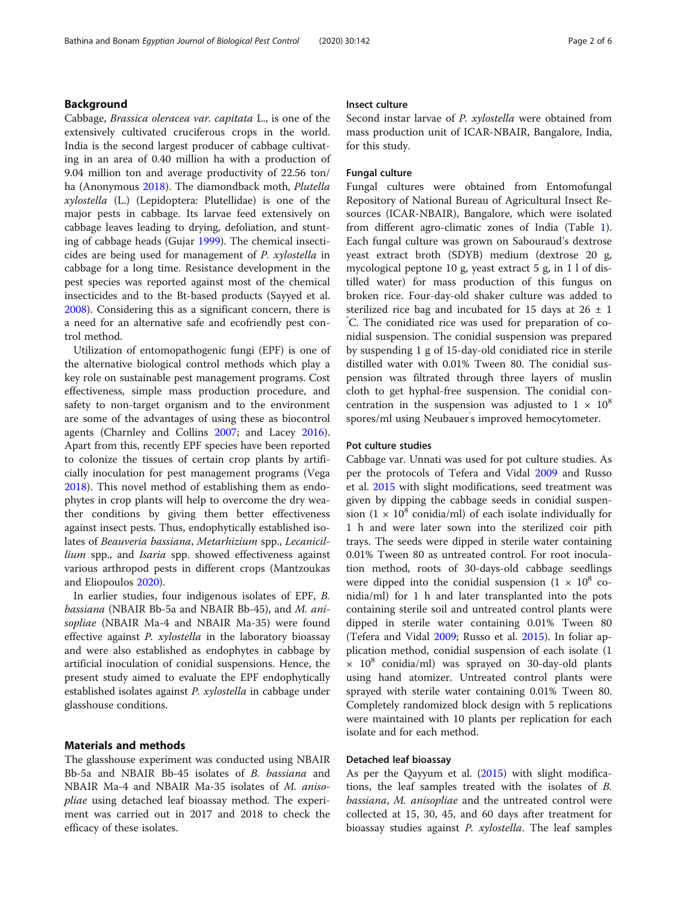## Background

Cabbage, *Brassica oleracea var. capitata* L., is one of the extensively cultivated cruciferous crops in the world. India is the second largest producer of cabbage cultivating in an area of 0.40 million ha with a production of 9.04 million ton and average productivity of 22.56 ton/ha (Anonymous 2018). The diamondback moth, *Plutella xylostella* (L.) (Lepidoptera: Plutellidae) is one of the major pests in cabbage. Its larvae feed extensively on cabbage leaves leading to drying, defoliation, and stunting of cabbage heads (Gujar 1999). The chemical insecticides are being used for management of *P. xylostella* in cabbage for a long time. Resistance development in the pest species was reported against most of the chemical insecticides and to the Bt-based products (Sayyed et al. 2008). Considering this as a significant concern, there is a need for an alternative safe and ecofriendly pest control method.

Utilization of entomopathogenic fungi (EPF) is one of the alternative biological control methods which play a key role on sustainable pest management programs. Cost effectiveness, simple mass production procedure, and safety to non-target organism and to the environment are some of the advantages of using these as biocontrol agents (Charnley and Collins 2007; and Lacey 2016). Apart from this, recently EPF species have been reported to colonize the tissues of certain crop plants by artificially inoculation for pest management programs (Vega 2018). This novel method of establishing them as endophytes in crop plants will help to overcome the dry weather conditions by giving them better effectiveness against insect pests. Thus, endophytically established isolates of *Beauveria bassiana*, *Metarhizium* spp., *Lecanicillium* spp., and *Isaria* spp. showed effectiveness against various arthropod pests in different crops (Mantzoukas and Eliopoulos 2020).

In earlier studies, four indigenous isolates of EPF, *B. bassiana* (NBAIR Bb-5a and NBAIR Bb-45), and *M. anisopliae* (NBAIR Ma-4 and NBAIR Ma-35) were found effective against *P. xylostella* in the laboratory bioassay and were also established as endophytes in cabbage by artificial inoculation of conidial suspensions. Hence, the present study aimed to evaluate the EPF endophytically established isolates against *P. xylostella* in cabbage under glasshouse conditions.

## Materials and methods

The glasshouse experiment was conducted using NBAIR Bb-5a and NBAIR Bb-45 isolates of *B. bassiana* and NBAIR Ma-4 and NBAIR Ma-35 isolates of *M. anisopliae* using detached leaf bioassay method. The experiment was carried out in 2017 and 2018 to check the efficacy of these isolates.

### Insect culture

Second instar larvae of *P. xylostella* were obtained from mass production unit of ICAR-NBAIR, Bangalore, India, for this study.

### Fungal culture

Fungal cultures were obtained from Entomofungal Repository of National Bureau of Agricultural Insect Resources (ICAR-NBAIR), Bangalore, which were isolated from different agro-climatic zones of India (Table 1). Each fungal culture was grown on Sabouraud's dextrose yeast extract broth (SDYB) medium (dextrose 20 g, mycological peptone 10 g, yeast extract 5 g, in 1 l of distilled water) for mass production of this fungus on broken rice. Four-day-old shaker culture was added to sterilized rice bag and incubated for 15 days at 26 ± 1 °C. The conidiated rice was used for preparation of conidial suspension. The conidial suspension was prepared by suspending 1 g of 15-day-old conidiated rice in sterile distilled water with 0.01% Tween 80. The conidial suspension was filtrated through three layers of muslin cloth to get hyphal-free suspension. The conidial concentration in the suspension was adjusted to $1 \times 10^8$ spores/ml using Neubauer's improved hemocytometer.

### Pot culture studies

Cabbage var. Unnati was used for pot culture studies. As per the protocols of Tefera and Vidal 2009 and Russo et al. 2015 with slight modifications, seed treatment was given by dipping the cabbage seeds in conidial suspension ($1 \times 10^8$ conidia/ml) of each isolate individually for 1 h and were later sown into the sterilized coir pith trays. The seeds were dipped in sterile water containing 0.01% Tween 80 as untreated control. For root inoculation method, roots of 30-days-old cabbage seedlings were dipped into the conidial suspension ($1 \times 10^8$ conidia/ml) for 1 h and later transplanted into the pots containing sterile soil and untreated control plants were dipped in sterile water containing 0.01% Tween 80 (Tefera and Vidal 2009; Russo et al. 2015). In foliar application method, conidial suspension of each isolate ($1 \times 10^8$ conidia/ml) was sprayed on 30-day-old plants using hand atomizer. Untreated control plants were sprayed with sterile water containing 0.01% Tween 80. Completely randomized block design with 5 replications were maintained with 10 plants per replication for each isolate and for each method.

### Detached leaf bioassay

As per the Qayyum et al. (2015) with slight modifications, the leaf samples treated with the isolates of *B. bassiana*, *M. anisopliae* and the untreated control were collected at 15, 30, 45, and 60 days after treatment for bioassay studies against *P. xylostella*. The leaf samples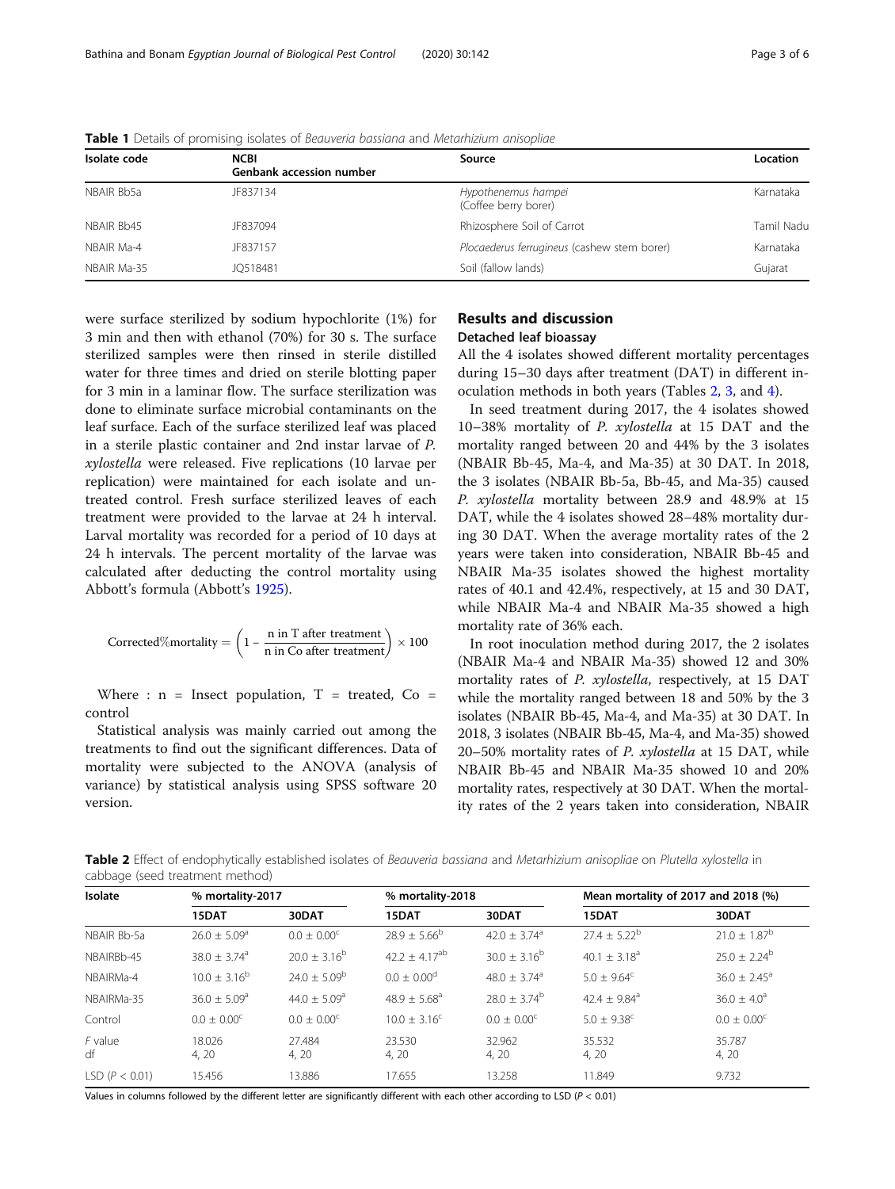**Table 1** Details of promising isolates of *Beauveria bassiana* and *Metarhizium anisopliae*

| Isolate code | NCBI Genbank accession number | Source | Location |
|---|---|---|---|
| NBAIR Bb5a | JF837134 | *Hypothenemus hampei* (Coffee berry borer) | Karnataka |
| NBAIR Bb45 | JF837094 | Rhizosphere Soil of Carrot | Tamil Nadu |
| NBAIR Ma-4 | JF837157 | *Plocaederus ferrugineus* (cashew stem borer) | Karnataka |
| NBAIR Ma-35 | JQ518481 | Soil (fallow lands) | Gujarat |

were surface sterilized by sodium hypochlorite (1%) for 3 min and then with ethanol (70%) for 30 s. The surface sterilized samples were then rinsed in sterile distilled water for three times and dried on sterile blotting paper for 3 min in a laminar flow. The surface sterilization was done to eliminate surface microbial contaminants on the leaf surface. Each of the surface sterilized leaf was placed in a sterile plastic container and 2nd instar larvae of *P. xylostella* were released. Five replications (10 larvae per replication) were maintained for each isolate and untreated control. Fresh surface sterilized leaves of each treatment were provided to the larvae at 24 h interval. Larval mortality was recorded for a period of 10 days at 24 h intervals. The percent mortality of the larvae was calculated after deducting the control mortality using Abbott's formula (Abbott's 1925).

$$\text{Corrected\%mortality} = \left(1 - \frac{\text{n in T after treatment}}{\text{n in Co after treatment}}\right) \times 100$$

Where : n = Insect population, T = treated, Co = control

Statistical analysis was mainly carried out among the treatments to find out the significant differences. Data of mortality were subjected to the ANOVA (analysis of variance) by statistical analysis using SPSS software 20 version.

## Results and discussion

### Detached leaf bioassay

All the 4 isolates showed different mortality percentages during 15–30 days after treatment (DAT) in different inoculation methods in both years (Tables 2, 3, and 4).

In seed treatment during 2017, the 4 isolates showed 10–38% mortality of *P. xylostella* at 15 DAT and the mortality ranged between 20 and 44% by the 3 isolates (NBAIR Bb-45, Ma-4, and Ma-35) at 30 DAT. In 2018, the 3 isolates (NBAIR Bb-5a, Bb-45, and Ma-35) caused *P. xylostella* mortality between 28.9 and 48.9% at 15 DAT, while the 4 isolates showed 28–48% mortality during 30 DAT. When the average mortality rates of the 2 years were taken into consideration, NBAIR Bb-45 and NBAIR Ma-35 isolates showed the highest mortality rates of 40.1 and 42.4%, respectively, at 15 and 30 DAT, while NBAIR Ma-4 and NBAIR Ma-35 showed a high mortality rate of 36% each.

In root inoculation method during 2017, the 2 isolates (NBAIR Ma-4 and NBAIR Ma-35) showed 12 and 30% mortality rates of *P. xylostella*, respectively, at 15 DAT while the mortality ranged between 18 and 50% by the 3 isolates (NBAIR Bb-45, Ma-4, and Ma-35) at 30 DAT. In 2018, 3 isolates (NBAIR Bb-45, Ma-4, and Ma-35) showed 20–50% mortality rates of *P. xylostella* at 15 DAT, while NBAIR Bb-45 and NBAIR Ma-35 showed 10 and 20% mortality rates, respectively at 30 DAT. When the mortality rates of the 2 years taken into consideration, NBAIR

**Table 2** Effect of endophytically established isolates of *Beauveria bassiana* and *Metarhizium anisopliae* on *Plutella xylostella* in cabbage (seed treatment method)

| Isolate | % mortality-2017 | | % mortality-2018 | | Mean mortality of 2017 and 2018 (%) | |
|---|---|---|---|---|---|---|
| | 15DAT | 30DAT | 15DAT | 30DAT | 15DAT | 30DAT |
| NBAIR Bb-5a | $26.0 \pm 5.09^{a}$ | $0.0 \pm 0.00^{c}$ | $28.9 \pm 5.66^{b}$ | $42.0 \pm 3.74^{a}$ | $27.4 \pm 5.22^{b}$ | $21.0 \pm 1.87^{b}$ |
| NBAIRBb-45 | $38.0 \pm 3.74^{a}$ | $20.0 \pm 3.16^{b}$ | $42.2 \pm 4.17^{ab}$ | $30.0 \pm 3.16^{b}$ | $40.1 \pm 3.18^{a}$ | $25.0 \pm 2.24^{b}$ |
| NBAIRMa-4 | $10.0 \pm 3.16^{b}$ | $24.0 \pm 5.09^{b}$ | $0.0 \pm 0.00^{d}$ | $48.0 \pm 3.74^{a}$ | $5.0 \pm 9.64^{c}$ | $36.0 \pm 2.45^{a}$ |
| NBAIRMa-35 | $36.0 \pm 5.09^{a}$ | $44.0 \pm 5.09^{a}$ | $48.9 \pm 5.68^{a}$ | $28.0 \pm 3.74^{b}$ | $42.4 \pm 9.84^{a}$ | $36.0 \pm 4.0^{a}$ |
| Control | $0.0 \pm 0.00^{c}$ | $0.0 \pm 0.00^{c}$ | $10.0 \pm 3.16^{c}$ | $0.0 \pm 0.00^{c}$ | $5.0 \pm 9.38^{c}$ | $0.0 \pm 0.00^{c}$ |
| *F* value<br>df | 18.026<br>4, 20 | 27.484<br>4, 20 | 23.530<br>4, 20 | 32.962<br>4, 20 | 35.532<br>4, 20 | 35.787<br>4, 20 |
| LSD ($P < 0.01$) | 15.456 | 13.886 | 17.655 | 13.258 | 11.849 | 9.732 |

Values in columns followed by the different letter are significantly different with each other according to LSD ($P < 0.01$)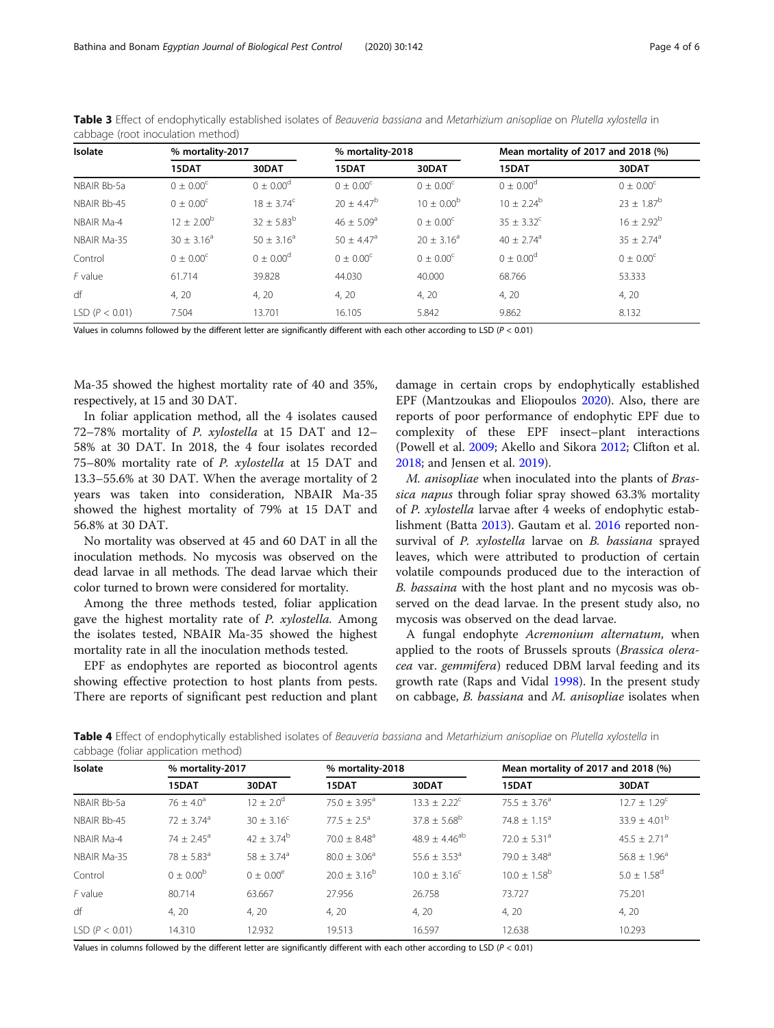**Table 3** Effect of endophytically established isolates of *Beauveria bassiana* and *Metarhizium anisopliae* on *Plutella xylostella* in cabbage (root inoculation method)

| Isolate | % mortality-2017 | | % mortality-2018 | | Mean mortality of 2017 and 2018 (%) | |
|---|---|---|---|---|---|---|
| | 15DAT | 30DAT | 15DAT | 30DAT | 15DAT | 30DAT |
| NBAIR Bb-5a | $0 \pm 0.00^{c}$ | $0 \pm 0.00^{d}$ | $0 \pm 0.00^{c}$ | $0 \pm 0.00^{c}$ | $0 \pm 0.00^{d}$ | $0 \pm 0.00^{c}$ |
| NBAIR Bb-45 | $0 \pm 0.00^{c}$ | $18 \pm 3.74^{c}$ | $20 \pm 4.47^{b}$ | $10 \pm 0.00^{b}$ | $10 \pm 2.24^{b}$ | $23 \pm 1.87^{b}$ |
| NBAIR Ma-4 | $12 \pm 2.00^{b}$ | $32 \pm 5.83^{b}$ | $46 \pm 5.09^{a}$ | $0 \pm 0.00^{c}$ | $35 \pm 3.32^{c}$ | $16 \pm 2.92^{b}$ |
| NBAIR Ma-35 | $30 \pm 3.16^{a}$ | $50 \pm 3.16^{a}$ | $50 \pm 4.47^{a}$ | $20 \pm 3.16^{a}$ | $40 \pm 2.74^{a}$ | $35 \pm 2.74^{a}$ |
| Control | $0 \pm 0.00^{c}$ | $0 \pm 0.00^{d}$ | $0 \pm 0.00^{c}$ | $0 \pm 0.00^{c}$ | $0 \pm 0.00^{d}$ | $0 \pm 0.00^{c}$ |
| *F* value | 61.714 | 39.828 | 44.030 | 40.000 | 68.766 | 53.333 |
| df | 4, 20 | 4, 20 | 4, 20 | 4, 20 | 4, 20 | 4, 20 |
| LSD ($P < 0.01$) | 7.504 | 13.701 | 16.105 | 5.842 | 9.862 | 8.132 |

Values in columns followed by the different letter are significantly different with each other according to LSD ($P < 0.01$)

Ma-35 showed the highest mortality rate of 40 and 35%, respectively, at 15 and 30 DAT.

In foliar application method, all the 4 isolates caused 72–78% mortality of *P. xylostella* at 15 DAT and 12–58% at 30 DAT. In 2018, the 4 four isolates recorded 75–80% mortality rate of *P. xylostella* at 15 DAT and 13.3–55.6% at 30 DAT. When the average mortality of 2 years was taken into consideration, NBAIR Ma-35 showed the highest mortality of 79% at 15 DAT and 56.8% at 30 DAT.

No mortality was observed at 45 and 60 DAT in all the inoculation methods. No mycosis was observed on the dead larvae in all methods. The dead larvae which their color turned to brown were considered for mortality.

Among the three methods tested, foliar application gave the highest mortality rate of *P. xylostella*. Among the isolates tested, NBAIR Ma-35 showed the highest mortality rate in all the inoculation methods tested.

EPF as endophytes are reported as biocontrol agents showing effective protection to host plants from pests. There are reports of significant pest reduction and plant damage in certain crops by endophytically established EPF (Mantzoukas and Eliopoulos 2020). Also, there are reports of poor performance of endophytic EPF due to complexity of these EPF insect–plant interactions (Powell et al. 2009; Akello and Sikora 2012; Clifton et al. 2018; and Jensen et al. 2019).

*M. anisopliae* when inoculated into the plants of *Brassica napus* through foliar spray showed 63.3% mortality of *P. xylostella* larvae after 4 weeks of endophytic establishment (Batta 2013). Gautam et al. 2016 reported non-survival of *P. xylostella* larvae on *B. bassiana* sprayed leaves, which were attributed to production of certain volatile compounds produced due to the interaction of *B. bassaina* with the host plant and no mycosis was observed on the dead larvae. In the present study also, no mycosis was observed on the dead larvae.

A fungal endophyte *Acremonium alternatum*, when applied to the roots of Brussels sprouts (*Brassica oleracea* var. *gemmifera*) reduced DBM larval feeding and its growth rate (Raps and Vidal 1998). In the present study on cabbage, *B. bassiana* and *M. anisopliae* isolates when

**Table 4** Effect of endophytically established isolates of *Beauveria bassiana* and *Metarhizium anisopliae* on *Plutella xylostella* in cabbage (foliar application method)

| Isolate | % mortality-2017 | | % mortality-2018 | | Mean mortality of 2017 and 2018 (%) | |
|---|---|---|---|---|---|---|
| | 15DAT | 30DAT | 15DAT | 30DAT | 15DAT | 30DAT |
| NBAIR Bb-5a | $76 \pm 4.0^{a}$ | $12 \pm 2.0^{d}$ | $75.0 \pm 3.95^{a}$ | $13.3 \pm 2.22^{c}$ | $75.5 \pm 3.76^{a}$ | $12.7 \pm 1.29^{c}$ |
| NBAIR Bb-45 | $72 \pm 3.74^{a}$ | $30 \pm 3.16^{c}$ | $77.5 \pm 2.5^{a}$ | $37.8 \pm 5.68^{b}$ | $74.8 \pm 1.15^{a}$ | $33.9 \pm 4.01^{b}$ |
| NBAIR Ma-4 | $74 \pm 2.45^{a}$ | $42 \pm 3.74^{b}$ | $70.0 \pm 8.48^{a}$ | $48.9 \pm 4.46^{ab}$ | $72.0 \pm 5.31^{a}$ | $45.5 \pm 2.71^{a}$ |
| NBAIR Ma-35 | $78 \pm 5.83^{a}$ | $58 \pm 3.74^{a}$ | $80.0 \pm 3.06^{a}$ | $55.6 \pm 3.53^{a}$ | $79.0 \pm 3.48^{a}$ | $56.8 \pm 1.96^{a}$ |
| Control | $0 \pm 0.00^{b}$ | $0 \pm 0.00^{e}$ | $20.0 \pm 3.16^{b}$ | $10.0 \pm 3.16^{c}$ | $10.0 \pm 1.58^{b}$ | $5.0 \pm 1.58^{d}$ |
| *F* value | 80.714 | 63.667 | 27.956 | 26.758 | 73.727 | 75.201 |
| df | 4, 20 | 4, 20 | 4, 20 | 4, 20 | 4, 20 | 4, 20 |
| LSD ($P < 0.01$) | 14.310 | 12.932 | 19.513 | 16.597 | 12.638 | 10.293 |

Values in columns followed by the different letter are significantly different with each other according to LSD ($P < 0.01$)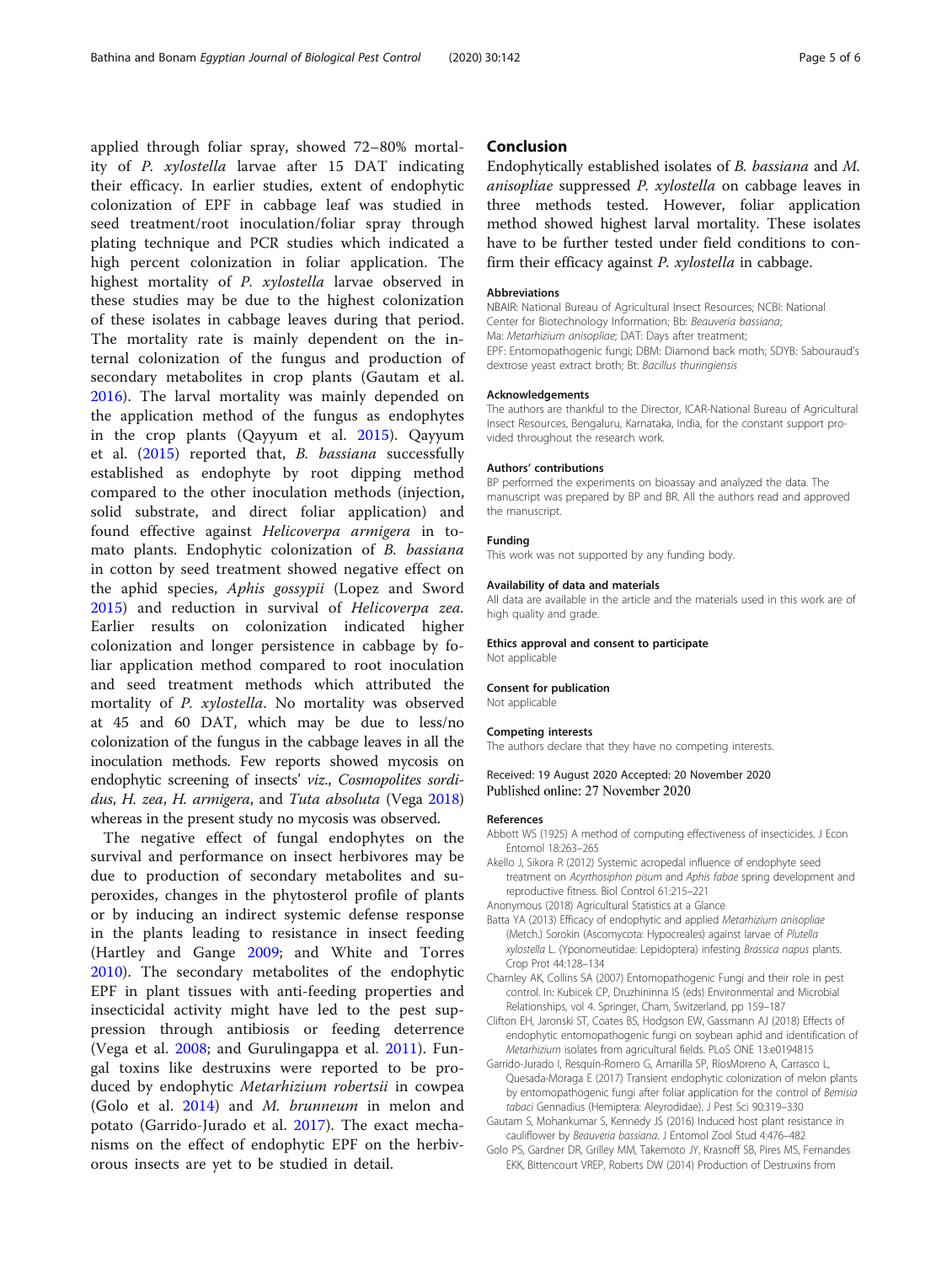applied through foliar spray, showed 72–80% mortality of *P. xylostella* larvae after 15 DAT indicating their efficacy. In earlier studies, extent of endophytic colonization of EPF in cabbage leaf was studied in seed treatment/root inoculation/foliar spray through plating technique and PCR studies which indicated a high percent colonization in foliar application. The highest mortality of *P. xylostella* larvae observed in these studies may be due to the highest colonization of these isolates in cabbage leaves during that period. The mortality rate is mainly dependent on the internal colonization of the fungus and production of secondary metabolites in crop plants (Gautam et al. 2016). The larval mortality was mainly depended on the application method of the fungus as endophytes in the crop plants (Qayyum et al. 2015). Qayyum et al. (2015) reported that, *B. bassiana* successfully established as endophyte by root dipping method compared to the other inoculation methods (injection, solid substrate, and direct foliar application) and found effective against *Helicoverpa armigera* in tomato plants. Endophytic colonization of *B. bassiana* in cotton by seed treatment showed negative effect on the aphid species, *Aphis gossypii* (Lopez and Sword 2015) and reduction in survival of *Helicoverpa zea.* Earlier results on colonization indicated higher colonization and longer persistence in cabbage by foliar application method compared to root inoculation and seed treatment methods which attributed the mortality of *P. xylostella*. No mortality was observed at 45 and 60 DAT, which may be due to less/no colonization of the fungus in the cabbage leaves in all the inoculation methods. Few reports showed mycosis on endophytic screening of insects' viz., *Cosmopolites sordidus*, *H. zea*, *H. armigera*, and *Tuta absoluta* (Vega 2018) whereas in the present study no mycosis was observed.

The negative effect of fungal endophytes on the survival and performance on insect herbivores may be due to production of secondary metabolites and superoxides, changes in the phytosterol profile of plants or by inducing an indirect systemic defense response in the plants leading to resistance in insect feeding (Hartley and Gange 2009; and White and Torres 2010). The secondary metabolites of the endophytic EPF in plant tissues with anti-feeding properties and insecticidal activity might have led to the pest suppression through antibiosis or feeding deterrence (Vega et al. 2008; and Gurulingappa et al. 2011). Fungal toxins like destruxins were reported to be produced by endophytic *Metarhizium robertsii* in cowpea (Golo et al. 2014) and *M. brunneum* in melon and potato (Garrido-Jurado et al. 2017). The exact mechanisms on the effect of endophytic EPF on the herbivorous insects are yet to be studied in detail.

## Conclusion

Endophytically established isolates of *B. bassiana* and *M. anisopliae* suppressed *P. xylostella* on cabbage leaves in three methods tested. However, foliar application method showed highest larval mortality. These isolates have to be further tested under field conditions to confirm their efficacy against *P. xylostella* in cabbage.

### Abbreviations

NBAIR: National Bureau of Agricultural Insect Resources; NCBI: National Center for Biotechnology Information; Bb: *Beauveria bassiana*; Ma: *Metarhizium anisopliae*; DAT: Days after treatment; EPF: Entomopathogenic fungi; DBM: Diamond back moth; SDYB: Sabouraud's dextrose yeast extract broth; Bt: *Bacillus thuringiensis*

### Acknowledgements

The authors are thankful to the Director, ICAR-National Bureau of Agricultural Insect Resources, Bengaluru, Karnataka, India, for the constant support provided throughout the research work.

### Authors' contributions

BP performed the experiments on bioassay and analyzed the data. The manuscript was prepared by BP and BR. All the authors read and approved the manuscript.

### Funding

This work was not supported by any funding body.

### Availability of data and materials

All data are available in the article and the materials used in this work are of high quality and grade.

### Ethics approval and consent to participate

Not applicable

### Consent for publication

Not applicable

### Competing interests

The authors declare that they have no competing interests.

Received: 19 August 2020 Accepted: 20 November 2020
Published online: 27 November 2020

### References

- Abbott WS (1925) A method of computing effectiveness of insecticides. J Econ Entomol 18:263–265
- Akello J, Sikora R (2012) Systemic acropedal influence of endophyte seed treatment on *Acyrthosiphon pisum* and *Aphis fabae* spring development and reproductive fitness. Biol Control 61:215–221
- Anonymous (2018) Agricultural Statistics at a Glance
- Batta YA (2013) Efficacy of endophytic and applied *Metarhizium anisopliae* (Metch.) Sorokin (Ascomycota: Hypocreales) against larvae of *Plutella xylostella* L. (Yponomeutidae: Lepidoptera) infesting *Brassica napus* plants. Crop Prot 44:128–134
- Charnley AK, Collins SA (2007) Entomopathogenic Fungi and their role in pest control. In: Kubicek CP, Druzhininna IS (eds) Environmental and Microbial Relationships, vol 4. Springer, Cham, Switzerland, pp 159–187
- Clifton EH, Jaronski ST, Coates BS, Hodgson EW, Gassmann AJ (2018) Effects of endophytic entomopathogenic fungi on soybean aphid and identification of *Metarhizium* isolates from agricultural fields. PLoS ONE 13:e0194815
- Garrido-Jurado I, Resquín-Romero G, Amarilla SP, RíosMoreno A, Carrasco L, Quesada-Moraga E (2017) Transient endophytic colonization of melon plants by entomopathogenic fungi after foliar application for the control of *Bemisia tabaci* Gennadius (Hemiptera: Aleyrodidae). J Pest Sci 90:319–330
- Gautam S, Mohankumar S, Kennedy JS (2016) Induced host plant resistance in cauliflower by *Beauveria bassiana*. J Entomol Zool Stud 4:476–482
- Golo PS, Gardner DR, Grilley MM, Takemoto JY, Krasnoff SB, Pires MS, Fernandes EKK, Bittencourt VREP, Roberts DW (2014) Production of Destruxins from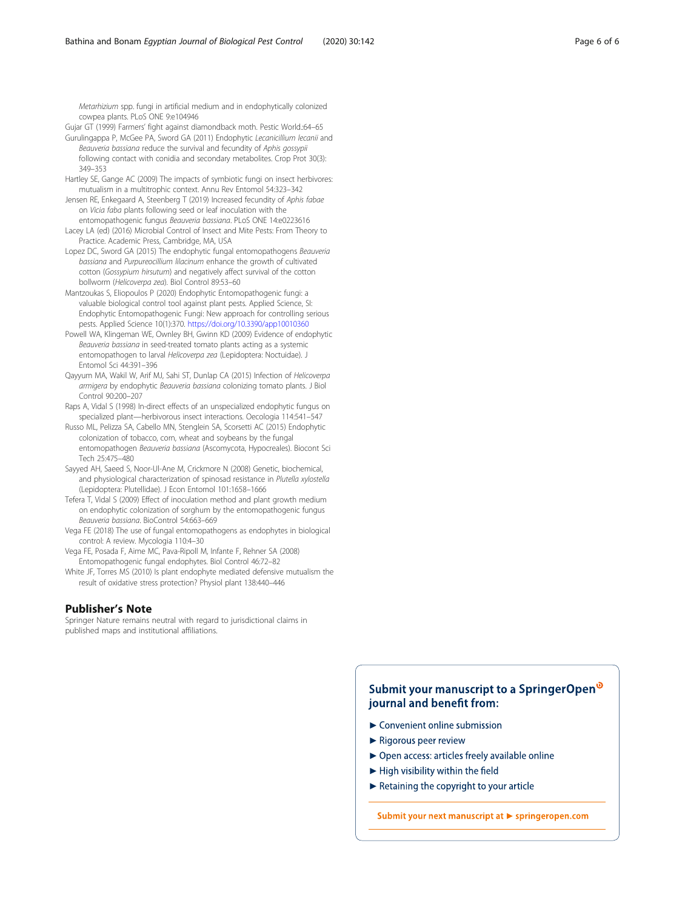*Metarhizium* spp. fungi in artificial medium and in endophytically colonized cowpea plants. PLoS ONE 9:e104946

Gujar GT (1999) Farmers' fight against diamondback moth. Pestic World.:64–65

Gurulingappa P, McGee PA, Sword GA (2011) Endophytic *Lecanicillium lecanii* and *Beauveria bassiana* reduce the survival and fecundity of *Aphis gossypii* following contact with conidia and secondary metabolites. Crop Prot 30(3): 349–353

Hartley SE, Gange AC (2009) The impacts of symbiotic fungi on insect herbivores: mutualism in a multitrophic context. Annu Rev Entomol 54:323–342

Jensen RE, Enkegaard A, Steenberg T (2019) Increased fecundity of *Aphis fabae* on *Vicia faba* plants following seed or leaf inoculation with the entomopathogenic fungus *Beauveria bassiana*. PLoS ONE 14:e0223616

Lacey LA (ed) (2016) Microbial Control of Insect and Mite Pests: From Theory to Practice. Academic Press, Cambridge, MA, USA

Lopez DC, Sword GA (2015) The endophytic fungal entomopathogens *Beauveria bassiana* and *Purpureocillium lilacinum* enhance the growth of cultivated cotton (*Gossypium hirsutum*) and negatively affect survival of the cotton bollworm (*Helicoverpa zea*). Biol Control 89:53–60

Mantzoukas S, Eliopoulos P (2020) Endophytic Entomopathogenic fungi: a valuable biological control tool against plant pests. Applied Science, SI: Endophytic Entomopathogenic Fungi: New approach for controlling serious pests. Applied Science 10(1):370. https://doi.org/10.3390/app10010360

Powell WA, Klingeman WE, Ownley BH, Gwinn KD (2009) Evidence of endophytic *Beauveria bassiana* in seed-treated tomato plants acting as a systemic entomopathogen to larval *Helicoverpa zea* (Lepidoptera: Noctuidae). J Entomol Sci 44:391–396

Qayyum MA, Wakil W, Arif MJ, Sahi ST, Dunlap CA (2015) Infection of *Helicoverpa armigera* by endophytic *Beauveria bassiana* colonizing tomato plants. J Biol Control 90:200–207

Raps A, Vidal S (1998) In-direct effects of an unspecialized endophytic fungus on specialized plant—herbivorous insect interactions. Oecologia 114:541–547

Russo ML, Pelizza SA, Cabello MN, Stenglein SA, Scorsetti AC (2015) Endophytic colonization of tobacco, corn, wheat and soybeans by the fungal entomopathogen *Beauveria bassiana* (Ascomycota, Hypocreales). Biocont Sci Tech 25:475–480

Sayyed AH, Saeed S, Noor-Ul-Ane M, Crickmore N (2008) Genetic, biochemical, and physiological characterization of spinosad resistance in *Plutella xylostella* (Lepidoptera: Plutellidae). J Econ Entomol 101:1658–1666

Tefera T, Vidal S (2009) Effect of inoculation method and plant growth medium on endophytic colonization of sorghum by the entomopathogenic fungus *Beauveria bassiana*. BioControl 54:663–669

Vega FE (2018) The use of fungal entomopathogens as endophytes in biological control: A review. Mycologia 110:4–30

Vega FE, Posada F, Aime MC, Pava-Ripoll M, Infante F, Rehner SA (2008) Entomopathogenic fungal endophytes. Biol Control 46:72–82

White JF, Torres MS (2010) Is plant endophyte mediated defensive mutualism the result of oxidative stress protection? Physiol plant 138:440–446

## Publisher's Note

Springer Nature remains neutral with regard to jurisdictional claims in published maps and institutional affiliations.

**Submit your manuscript to a SpringerOpen journal and benefit from:**

- Convenient online submission
- Rigorous peer review
- Open access: articles freely available online
- High visibility within the field
- Retaining the copyright to your article

Submit your next manuscript at ▶ springeropen.com